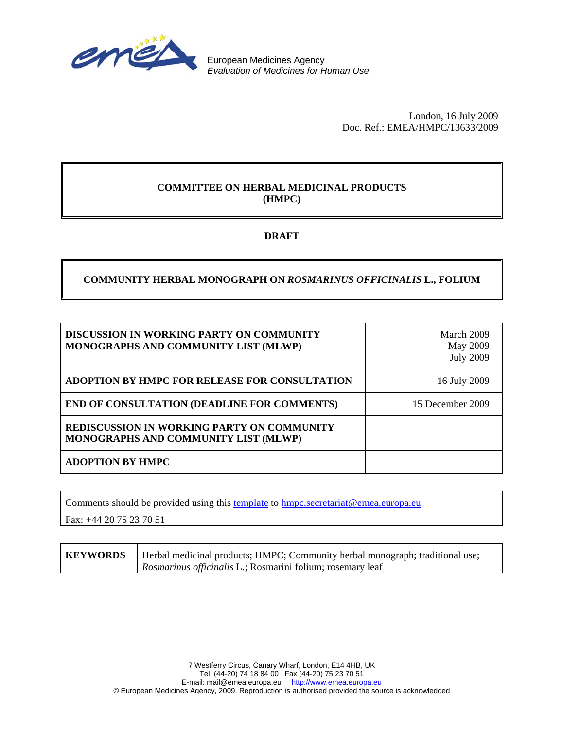European Medicines Agency
*Evaluation of Medicines for Human Use*

London, 16 July 2009
Doc. Ref.: EMEA/HMPC/13633/2009

**COMMITTEE ON HERBAL MEDICINAL PRODUCTS (HMPC)**

**DRAFT**

**COMMUNITY HERBAL MONOGRAPH ON *ROSMARINUS OFFICINALIS* L., FOLIUM**

| | |
|---|---|
| **DISCUSSION IN WORKING PARTY ON COMMUNITY MONOGRAPHS AND COMMUNITY LIST (MLWP)** | March 2009<br>May 2009<br>July 2009 |
| **ADOPTION BY HMPC FOR RELEASE FOR CONSULTATION** | 16 July 2009 |
| **END OF CONSULTATION (DEADLINE FOR COMMENTS)** | 15 December 2009 |
| **REDISCUSSION IN WORKING PARTY ON COMMUNITY MONOGRAPHS AND COMMUNITY LIST (MLWP)** | |
| **ADOPTION BY HMPC** | |

Comments should be provided using this template to hmpc.secretariat@emea.europa.eu

Fax: +44 20 75 23 70 51

| | |
|---|---|
| **KEYWORDS** | Herbal medicinal products; HMPC; Community herbal monograph; traditional use; *Rosmarinus officinalis* L.; Rosmarini folium; rosemary leaf |

7 Westferry Circus, Canary Wharf, London, E14 4HB, UK
Tel. (44-20) 74 18 84 00 Fax (44-20) 75 23 70 51
E-mail: mail@emea.europa.eu http://www.emea.europa.eu
© European Medicines Agency, 2009. Reproduction is authorised provided the source is acknowledged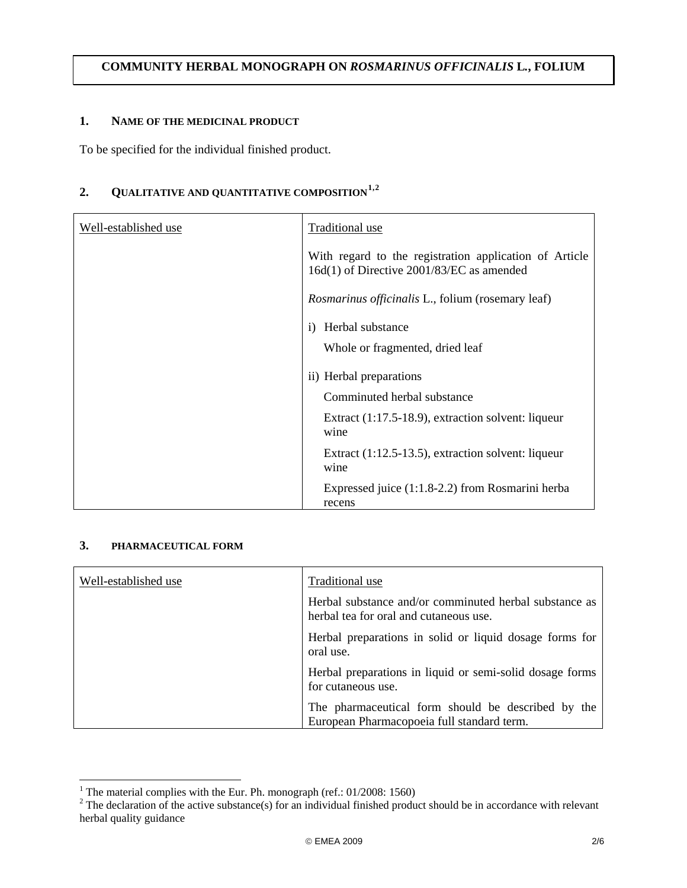**COMMUNITY HERBAL MONOGRAPH ON *ROSMARINUS OFFICINALIS* L., FOLIUM**

## 1. NAME OF THE MEDICINAL PRODUCT

To be specified for the individual finished product.

## 2. QUALITATIVE AND QUANTITATIVE COMPOSITION[1,2]

| Well-established use | Traditional use |
|---|---|
| | With regard to the registration application of Article 16d(1) of Directive 2001/83/EC as amended<br><br>*Rosmarinus officinalis* L., folium (rosemary leaf)<br><br>i) Herbal substance<br>Whole or fragmented, dried leaf<br><br>ii) Herbal preparations<br>Comminuted herbal substance<br>Extract (1:17.5-18.9), extraction solvent: liqueur wine<br>Extract (1:12.5-13.5), extraction solvent: liqueur wine<br>Expressed juice (1:1.8-2.2) from Rosmarini herba recens |

## 3. PHARMACEUTICAL FORM

| Well-established use | Traditional use |
|---|---|
| | Herbal substance and/or comminuted herbal substance as herbal tea for oral and cutaneous use.<br><br>Herbal preparations in solid or liquid dosage forms for oral use.<br><br>Herbal preparations in liquid or semi-solid dosage forms for cutaneous use.<br><br>The pharmaceutical form should be described by the European Pharmacopoeia full standard term. |

[1] The material complies with the Eur. Ph. monograph (ref.: 01/2008: 1560)

[2] The declaration of the active substance(s) for an individual finished product should be in accordance with relevant herbal quality guidance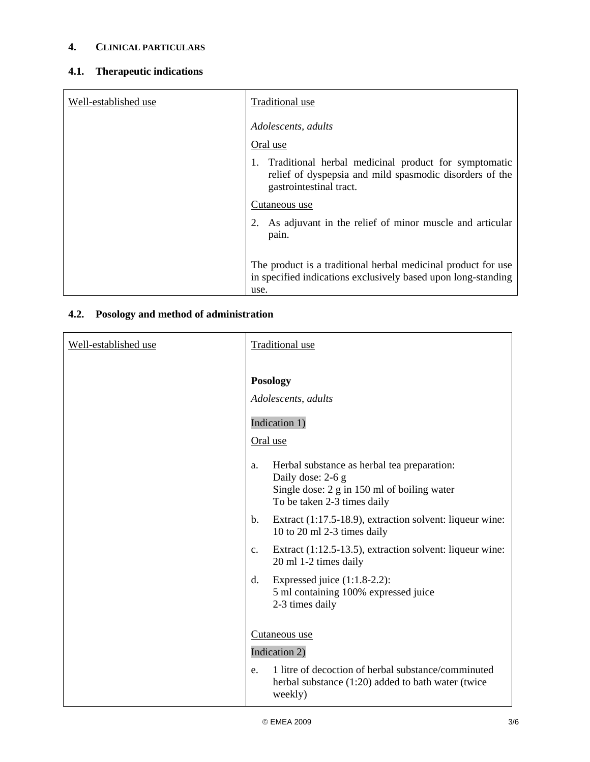## 4. Clinical particulars

### 4.1. Therapeutic indications

| Well-established use | Traditional use |
| --- | --- |
| | *Adolescents, adults*<br><br>Oral use<br><br>1. Traditional herbal medicinal product for symptomatic relief of dyspepsia and mild spasmodic disorders of the gastrointestinal tract.<br><br>Cutaneous use<br><br>2. As adjuvant in the relief of minor muscle and articular pain.<br><br>The product is a traditional herbal medicinal product for use in specified indications exclusively based upon long-standing use. |

### 4.2. Posology and method of administration

| Well-established use | Traditional use |
| --- | --- |
| | **Posology**<br><br>*Adolescents, adults*<br><br>Indication 1)<br><br>Oral use<br><br>a. Herbal substance as herbal tea preparation:<br>Daily dose: 2-6 g<br>Single dose: 2 g in 150 ml of boiling water<br>To be taken 2-3 times daily<br><br>b. Extract (1:17.5-18.9), extraction solvent: liqueur wine: 10 to 20 ml 2-3 times daily<br><br>c. Extract (1:12.5-13.5), extraction solvent: liqueur wine: 20 ml 1-2 times daily<br><br>d. Expressed juice (1:1.8-2.2):<br>5 ml containing 100% expressed juice<br>2-3 times daily<br><br>Cutaneous use<br><br>Indication 2)<br><br>e. 1 litre of decoction of herbal substance/comminuted herbal substance (1:20) added to bath water (twice weekly) |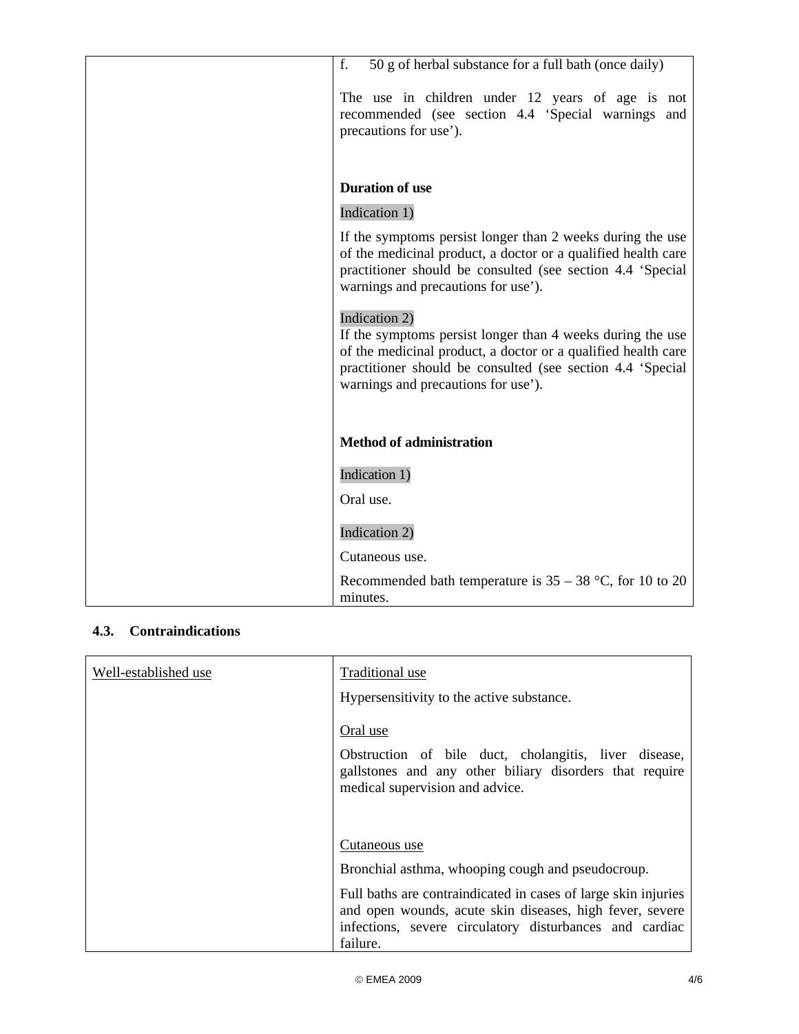| | |
|---|---|
| | f. 50 g of herbal substance for a full bath (once daily)<br><br>The use in children under 12 years of age is not recommended (see section 4.4 'Special warnings and precautions for use').<br><br>**Duration of use**<br><br>Indication 1)<br><br>If the symptoms persist longer than 2 weeks during the use of the medicinal product, a doctor or a qualified health care practitioner should be consulted (see section 4.4 'Special warnings and precautions for use').<br><br>Indication 2)<br>If the symptoms persist longer than 4 weeks during the use of the medicinal product, a doctor or a qualified health care practitioner should be consulted (see section 4.4 'Special warnings and precautions for use').<br><br>**Method of administration**<br><br>Indication 1)<br><br>Oral use.<br><br>Indication 2)<br><br>Cutaneous use.<br><br>Recommended bath temperature is 35 – 38 °C, for 10 to 20 minutes. |

### 4.3. Contraindications

| Well-established use | Traditional use |
|---|---|
| | Hypersensitivity to the active substance.<br><br>Oral use<br><br>Obstruction of bile duct, cholangitis, liver disease, gallstones and any other biliary disorders that require medical supervision and advice.<br><br>Cutaneous use<br><br>Bronchial asthma, whooping cough and pseudocroup.<br><br>Full baths are contraindicated in cases of large skin injuries and open wounds, acute skin diseases, high fever, severe infections, severe circulatory disturbances and cardiac failure. |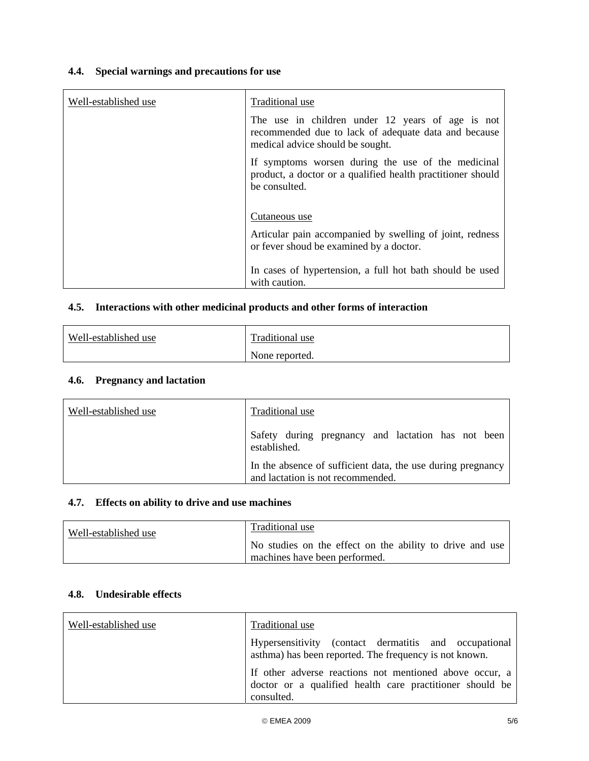### 4.4. Special warnings and precautions for use

| Well-established use | Traditional use |
|---|---|
| | The use in children under 12 years of age is not recommended due to lack of adequate data and because medical advice should be sought.<br><br>If symptoms worsen during the use of the medicinal product, a doctor or a qualified health practitioner should be consulted.<br><br>Cutaneous use<br><br>Articular pain accompanied by swelling of joint, redness or fever shoud be examined by a doctor.<br><br>In cases of hypertension, a full hot bath should be used with caution. |

### 4.5. Interactions with other medicinal products and other forms of interaction

| Well-established use | Traditional use |
|---|---|
| | None reported. |

### 4.6. Pregnancy and lactation

| Well-established use | Traditional use |
|---|---|
| | Safety during pregnancy and lactation has not been established.<br><br>In the absence of sufficient data, the use during pregnancy and lactation is not recommended. |

### 4.7. Effects on ability to drive and use machines

| Well-established use | Traditional use |
|---|---|
| | No studies on the effect on the ability to drive and use machines have been performed. |

### 4.8. Undesirable effects

| Well-established use | Traditional use |
|---|---|
| | Hypersensitivity (contact dermatitis and occupational asthma) has been reported. The frequency is not known.<br><br>If other adverse reactions not mentioned above occur, a doctor or a qualified health care practitioner should be consulted. |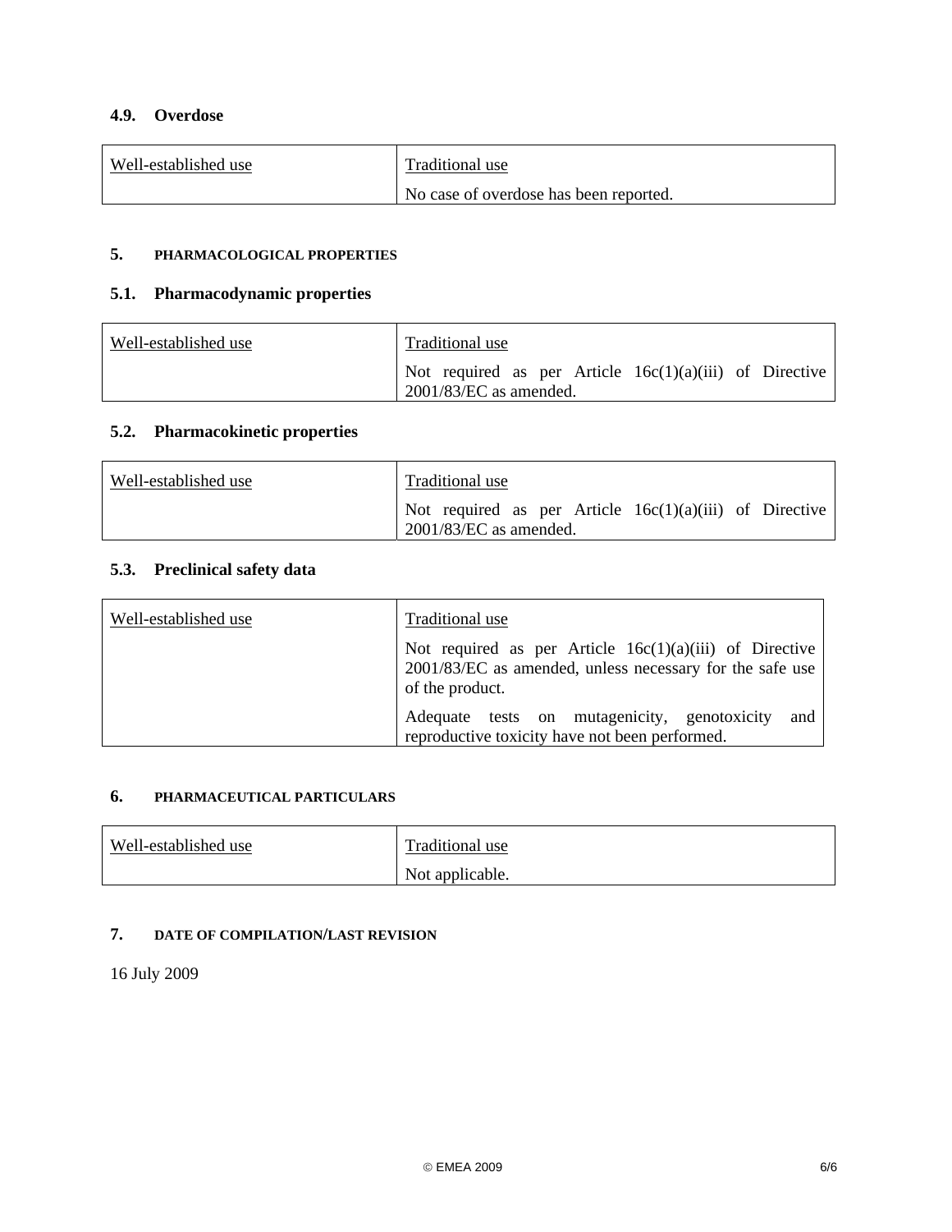### 4.9. Overdose

| Well-established use | Traditional use |
|---|---|
| | No case of overdose has been reported. |

## 5. PHARMACOLOGICAL PROPERTIES

### 5.1. Pharmacodynamic properties

| Well-established use | Traditional use |
|---|---|
| | Not required as per Article 16c(1)(a)(iii) of Directive 2001/83/EC as amended. |

### 5.2. Pharmacokinetic properties

| Well-established use | Traditional use |
|---|---|
| | Not required as per Article 16c(1)(a)(iii) of Directive 2001/83/EC as amended. |

### 5.3. Preclinical safety data

| Well-established use | Traditional use |
|---|---|
| | Not required as per Article 16c(1)(a)(iii) of Directive 2001/83/EC as amended, unless necessary for the safe use of the product.<br><br>Adequate tests on mutagenicity, genotoxicity and reproductive toxicity have not been performed. |

## 6. PHARMACEUTICAL PARTICULARS

| Well-established use | Traditional use |
|---|---|
| | Not applicable. |

## 7. DATE OF COMPILATION/LAST REVISION

16 July 2009